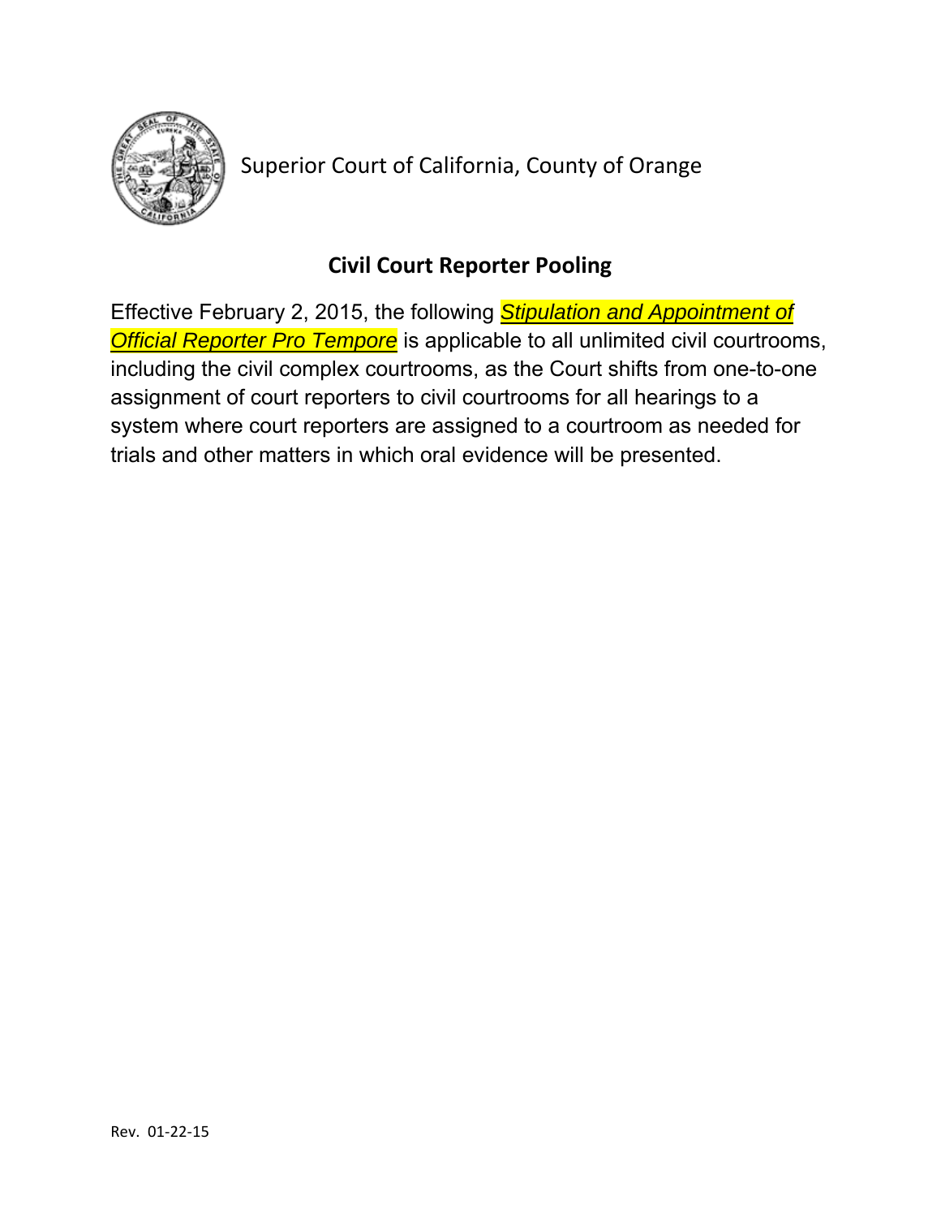Superior Court of California, County of Orange

## Civil Court Reporter Pooling

Effective February 2, 2015, the following ***Stipulation and Appointment of Official Reporter Pro Tempore*** is applicable to all unlimited civil courtrooms, including the civil complex courtrooms, as the Court shifts from one-to-one assignment of court reporters to civil courtrooms for all hearings to a system where court reporters are assigned to a courtroom as needed for trials and other matters in which oral evidence will be presented.

Rev. 01-22-15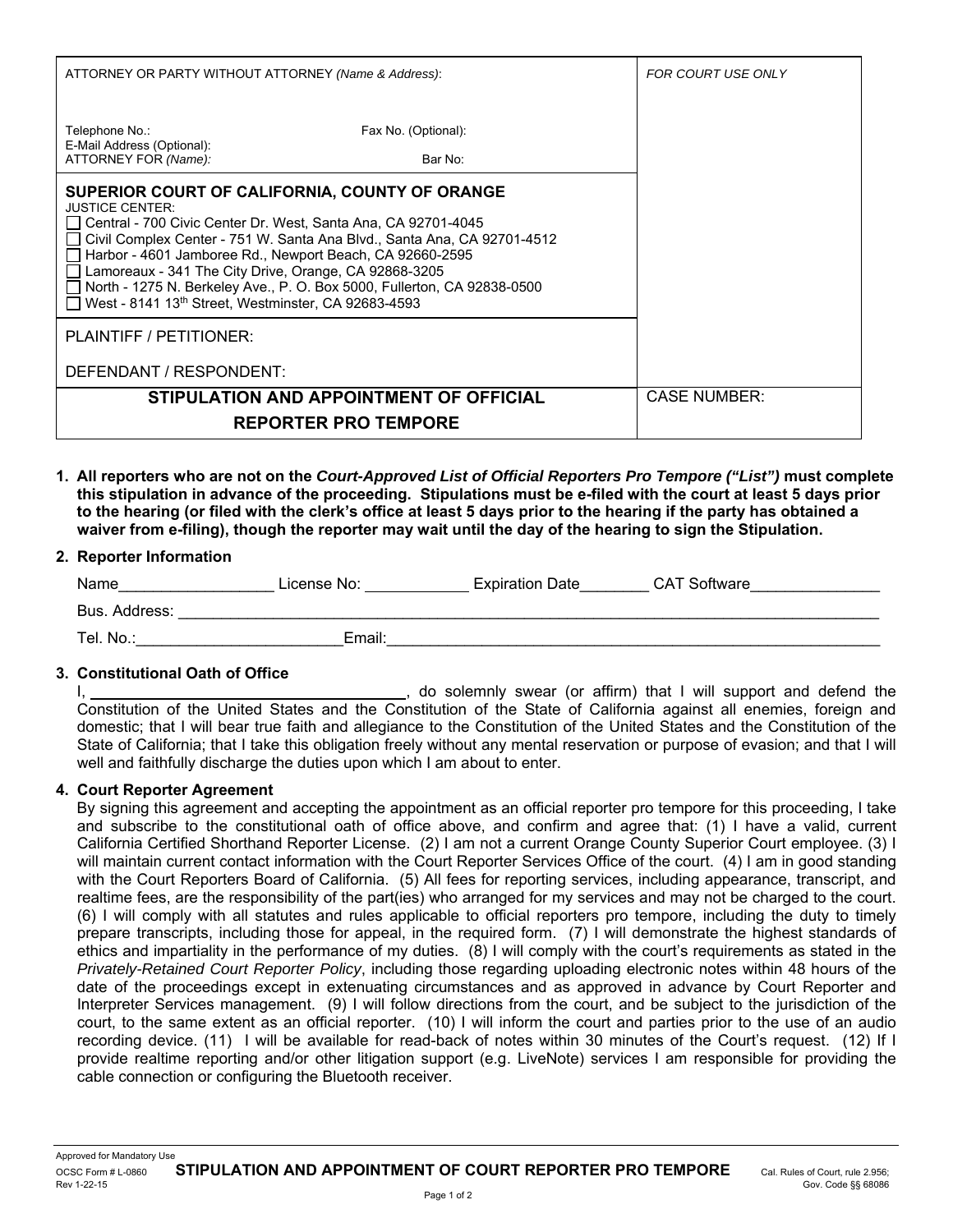| ATTORNEY OR PARTY WITHOUT ATTORNEY *(Name & Address)*: | | FOR COURT USE ONLY |
| --- | --- | --- |
| Telephone No.: | Fax No. (Optional): | |
| E-Mail Address (Optional): | | |
| ATTORNEY FOR *(Name):* | Bar No: | |
| **SUPERIOR COURT OF CALIFORNIA, COUNTY OF ORANGE**<br>JUSTICE CENTER:<br>☐ Central - 700 Civic Center Dr. West, Santa Ana, CA 92701-4045<br>☐ Civil Complex Center - 751 W. Santa Ana Blvd., Santa Ana, CA 92701-4512<br>☐ Harbor - 4601 Jamboree Rd., Newport Beach, CA 92660-2595<br>☐ Lamoreaux - 341 The City Drive, Orange, CA 92868-3205<br>☐ North - 1275 N. Berkeley Ave., P. O. Box 5000, Fullerton, CA 92838-0500<br>☐ West - 8141 13th Street, Westminster, CA 92683-4593 | | |
| PLAINTIFF / PETITIONER: | | |
| DEFENDANT / RESPONDENT: | | |
| **STIPULATION AND APPOINTMENT OF OFFICIAL REPORTER PRO TEMPORE** | | CASE NUMBER: |

1. **All reporters who are not on the *Court-Approved List of Official Reporters Pro Tempore ("List")* must complete this stipulation in advance of the proceeding. Stipulations must be e-filed with the court at least 5 days prior to the hearing (or filed with the clerk's office at least 5 days prior to the hearing if the party has obtained a waiver from e-filing), though the reporter may wait until the day of the hearing to sign the Stipulation.**

2. **Reporter Information**

   Name__________________ License No: ____________ Expiration Date________ CAT Software_______________

   Bus. Address: ____________________________________________________________________________

   Tel. No.:________________________Email:____________________________________________________

3. **Constitutional Oath of Office**

   I, ____________________________________, do solemnly swear (or affirm) that I will support and defend the Constitution of the United States and the Constitution of the State of California against all enemies, foreign and domestic; that I will bear true faith and allegiance to the Constitution of the United States and the Constitution of the State of California; that I take this obligation freely without any mental reservation or purpose of evasion; and that I will well and faithfully discharge the duties upon which I am about to enter.

4. **Court Reporter Agreement**

   By signing this agreement and accepting the appointment as an official reporter pro tempore for this proceeding, I take and subscribe to the constitutional oath of office above, and confirm and agree that: (1) I have a valid, current California Certified Shorthand Reporter License. (2) I am not a current Orange County Superior Court employee. (3) I will maintain current contact information with the Court Reporter Services Office of the court. (4) I am in good standing with the Court Reporters Board of California. (5) All fees for reporting services, including appearance, transcript, and realtime fees, are the responsibility of the part(ies) who arranged for my services and may not be charged to the court. (6) I will comply with all statutes and rules applicable to official reporters pro tempore, including the duty to timely prepare transcripts, including those for appeal, in the required form. (7) I will demonstrate the highest standards of ethics and impartiality in the performance of my duties. (8) I will comply with the court's requirements as stated in the *Privately-Retained Court Reporter Policy*, including those regarding uploading electronic notes within 48 hours of the date of the proceedings except in extenuating circumstances and as approved in advance by Court Reporter and Interpreter Services management. (9) I will follow directions from the court, and be subject to the jurisdiction of the court, to the same extent as an official reporter. (10) I will inform the court and parties prior to the use of an audio recording device. (11) I will be available for read-back of notes within 30 minutes of the Court's request. (12) If I provide realtime reporting and/or other litigation support (e.g. LiveNote) services I am responsible for providing the cable connection or configuring the Bluetooth receiver.

Approved for Mandatory Use
OCSC Form # L-0860
Rev 1-22-15

**STIPULATION AND APPOINTMENT OF COURT REPORTER PRO TEMPORE**

Cal. Rules of Court, rule 2.956;
Gov. Code §§ 68086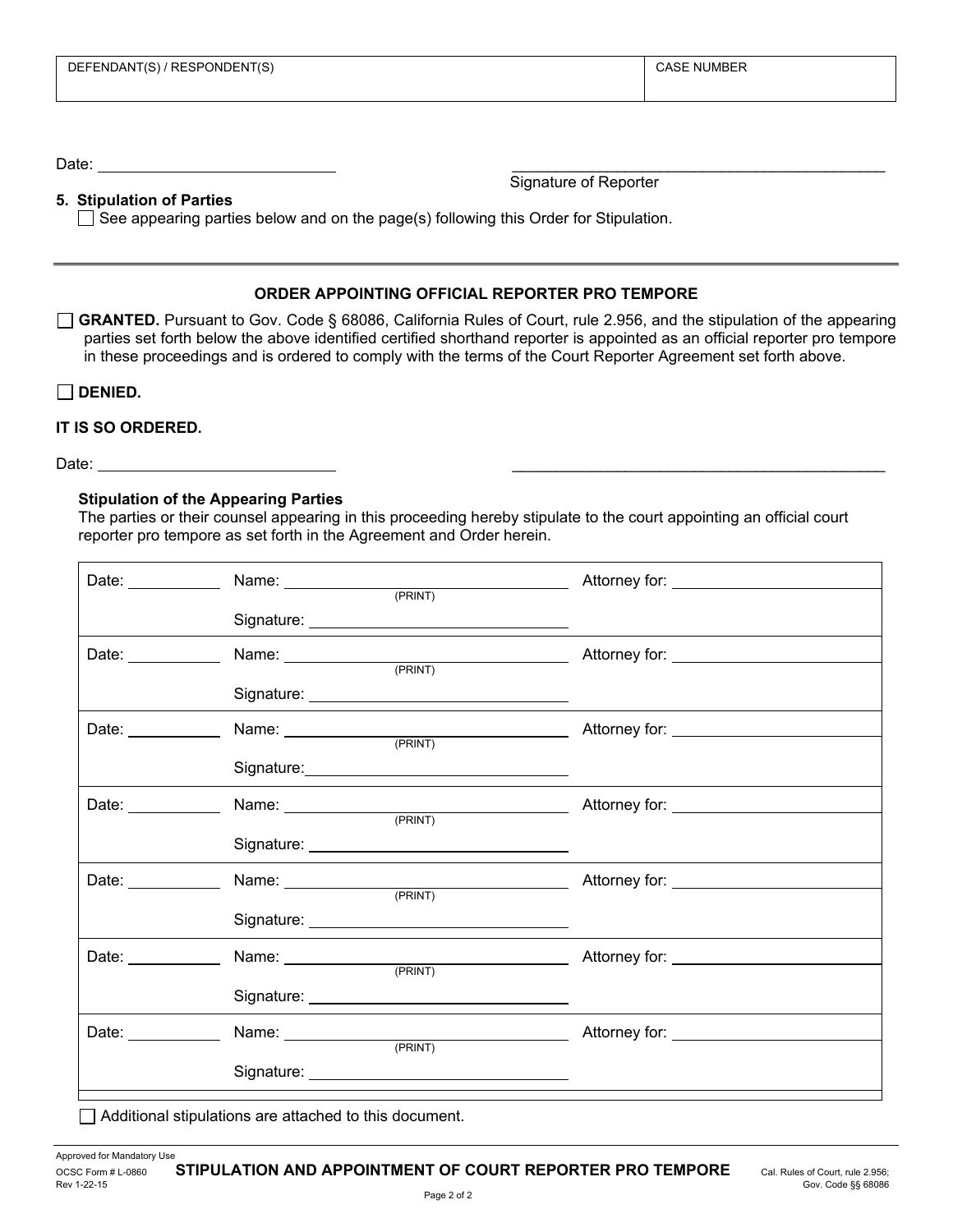| DEFENDANT(S) / RESPONDENT(S) | CASE NUMBER |
| --- | --- |
| | |

Date: ____________________________ ____________________________________________
Signature of Reporter

**5. Stipulation of Parties**

☐ See appearing parties below and on the page(s) following this Order for Stipulation.

---

## ORDER APPOINTING OFFICIAL REPORTER PRO TEMPORE

☐ **GRANTED.** Pursuant to Gov. Code § 68086, California Rules of Court, rule 2.956, and the stipulation of the appearing parties set forth below the above identified certified shorthand reporter is appointed as an official reporter pro tempore in these proceedings and is ordered to comply with the terms of the Court Reporter Agreement set forth above.

☐ **DENIED.**

**IT IS SO ORDERED.**

Date: ____________________________ ____________________________________________

**Stipulation of the Appearing Parties**

The parties or their counsel appearing in this proceeding hereby stipulate to the court appointing an official court reporter pro tempore as set forth in the Agreement and Order herein.

| | | |
| --- | --- | --- |
| Date: __________ | Name: ______________________ (PRINT)<br>Signature: ______________________ | Attorney for: ______________________ |
| Date: __________ | Name: ______________________ (PRINT)<br>Signature: ______________________ | Attorney for: ______________________ |
| Date: __________ | Name: ______________________ (PRINT)<br>Signature: ______________________ | Attorney for: ______________________ |
| Date: __________ | Name: ______________________ (PRINT)<br>Signature: ______________________ | Attorney for: ______________________ |
| Date: __________ | Name: ______________________ (PRINT)<br>Signature: ______________________ | Attorney for: ______________________ |
| Date: __________ | Name: ______________________ (PRINT)<br>Signature: ______________________ | Attorney for: ______________________ |
| Date: __________ | Name: ______________________ (PRINT)<br>Signature: ______________________ | Attorney for: ______________________ |

☐ Additional stipulations are attached to this document.

Approved for Mandatory Use
OCSC Form # L-0860
Rev 1-22-15

**STIPULATION AND APPOINTMENT OF COURT REPORTER PRO TEMPORE**

Cal. Rules of Court, rule 2.956;
Gov. Code §§ 68086